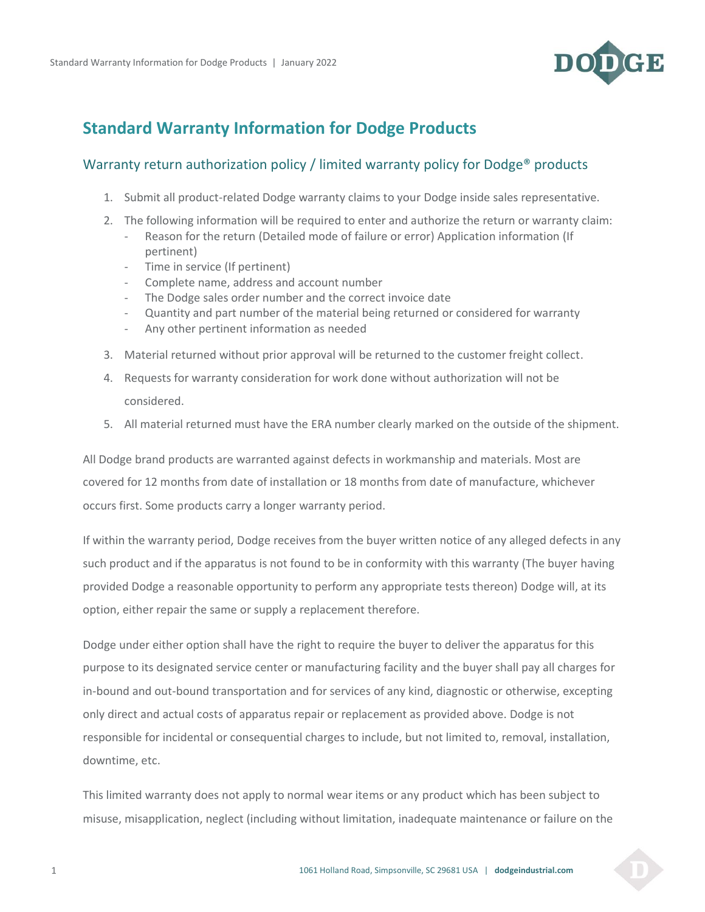# Standard Warranty Information for Dodge Products

## Warranty return authorization policy / limited warranty policy for Dodge® products

1. Submit all product-related Dodge warranty claims to your Dodge inside sales representative.
2. The following information will be required to enter and authorize the return or warranty claim:
   - Reason for the return (Detailed mode of failure or error) Application information (If pertinent)
   - Time in service (If pertinent)
   - Complete name, address and account number
   - The Dodge sales order number and the correct invoice date
   - Quantity and part number of the material being returned or considered for warranty
   - Any other pertinent information as needed
3. Material returned without prior approval will be returned to the customer freight collect.
4. Requests for warranty consideration for work done without authorization will not be considered.
5. All material returned must have the ERA number clearly marked on the outside of the shipment.

All Dodge brand products are warranted against defects in workmanship and materials. Most are covered for 12 months from date of installation or 18 months from date of manufacture, whichever occurs first. Some products carry a longer warranty period.

If within the warranty period, Dodge receives from the buyer written notice of any alleged defects in any such product and if the apparatus is not found to be in conformity with this warranty (The buyer having provided Dodge a reasonable opportunity to perform any appropriate tests thereon) Dodge will, at its option, either repair the same or supply a replacement therefore.

Dodge under either option shall have the right to require the buyer to deliver the apparatus for this purpose to its designated service center or manufacturing facility and the buyer shall pay all charges for in-bound and out-bound transportation and for services of any kind, diagnostic or otherwise, excepting only direct and actual costs of apparatus repair or replacement as provided above. Dodge is not responsible for incidental or consequential charges to include, but not limited to, removal, installation, downtime, etc.

This limited warranty does not apply to normal wear items or any product which has been subject to misuse, misapplication, neglect (including without limitation, inadequate maintenance or failure on the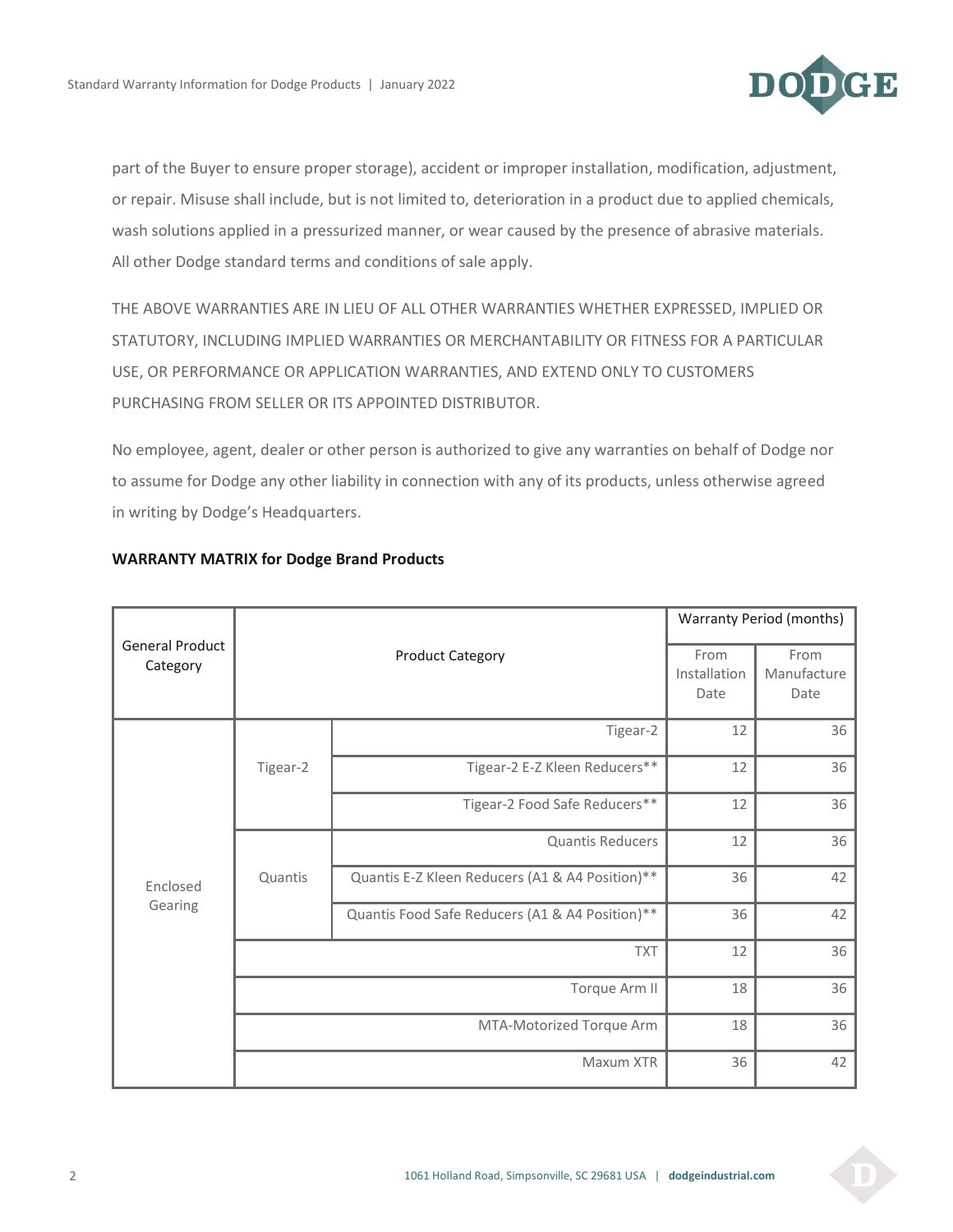part of the Buyer to ensure proper storage), accident or improper installation, modification, adjustment, or repair. Misuse shall include, but is not limited to, deterioration in a product due to applied chemicals, wash solutions applied in a pressurized manner, or wear caused by the presence of abrasive materials. All other Dodge standard terms and conditions of sale apply.

THE ABOVE WARRANTIES ARE IN LIEU OF ALL OTHER WARRANTIES WHETHER EXPRESSED, IMPLIED OR STATUTORY, INCLUDING IMPLIED WARRANTIES OR MERCHANTABILITY OR FITNESS FOR A PARTICULAR USE, OR PERFORMANCE OR APPLICATION WARRANTIES, AND EXTEND ONLY TO CUSTOMERS PURCHASING FROM SELLER OR ITS APPOINTED DISTRIBUTOR.

No employee, agent, dealer or other person is authorized to give any warranties on behalf of Dodge nor to assume for Dodge any other liability in connection with any of its products, unless otherwise agreed in writing by Dodge's Headquarters.

**WARRANTY MATRIX for Dodge Brand Products**

| General Product Category | Product Category | | Warranty Period (months) | |
|---|---|---|---|---|
| | | | From Installation Date | From Manufacture Date |
| Enclosed Gearing | Tigear-2 | Tigear-2 | 12 | 36 |
| | | Tigear-2 E-Z Kleen Reducers** | 12 | 36 |
| | | Tigear-2 Food Safe Reducers** | 12 | 36 |
| | Quantis | Quantis Reducers | 12 | 36 |
| | | Quantis E-Z Kleen Reducers (A1 & A4 Position)** | 36 | 42 |
| | | Quantis Food Safe Reducers (A1 & A4 Position)** | 36 | 42 |
| | TXT | | 12 | 36 |
| | Torque Arm II | | 18 | 36 |
| | MTA-Motorized Torque Arm | | 18 | 36 |
| | Maxum XTR | | 36 | 42 |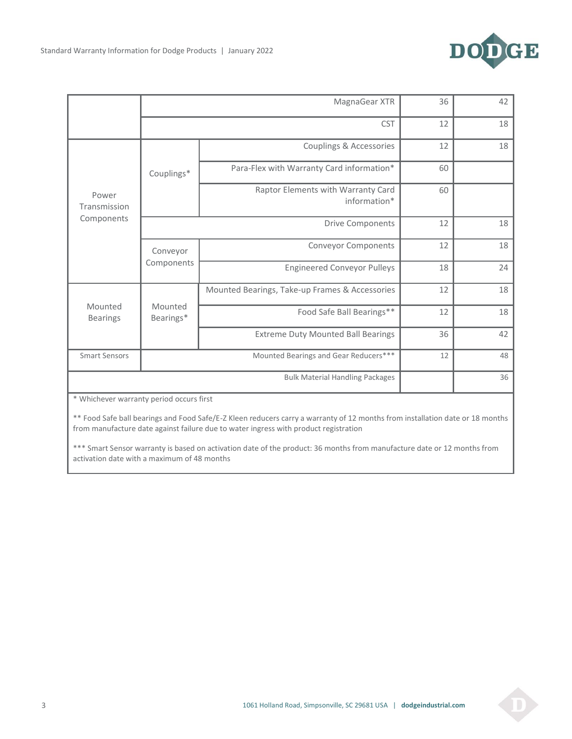| | | | | |
|---|---|---|---|---|
| | | MagnaGear XTR | 36 | 42 |
| | | CST | 12 | 18 |
| Power Transmission Components | Couplings* | Couplings & Accessories | 12 | 18 |
| | | Para-Flex with Warranty Card information* | 60 | |
| | | Raptor Elements with Warranty Card information* | 60 | |
| | | Drive Components | 12 | 18 |
| | Conveyor Components | Conveyor Components | 12 | 18 |
| | | Engineered Conveyor Pulleys | 18 | 24 |
| Mounted Bearings | Mounted Bearings* | Mounted Bearings, Take-up Frames & Accessories | 12 | 18 |
| | | Food Safe Ball Bearings** | 12 | 18 |
| | | Extreme Duty Mounted Ball Bearings | 36 | 42 |
| Smart Sensors | | Mounted Bearings and Gear Reducers*** | 12 | 48 |
| | | Bulk Material Handling Packages | | 36 |

* Whichever warranty period occurs first

** Food Safe ball bearings and Food Safe/E-Z Kleen reducers carry a warranty of 12 months from installation date or 18 months from manufacture date against failure due to water ingress with product registration

*** Smart Sensor warranty is based on activation date of the product: 36 months from manufacture date or 12 months from activation date with a maximum of 48 months